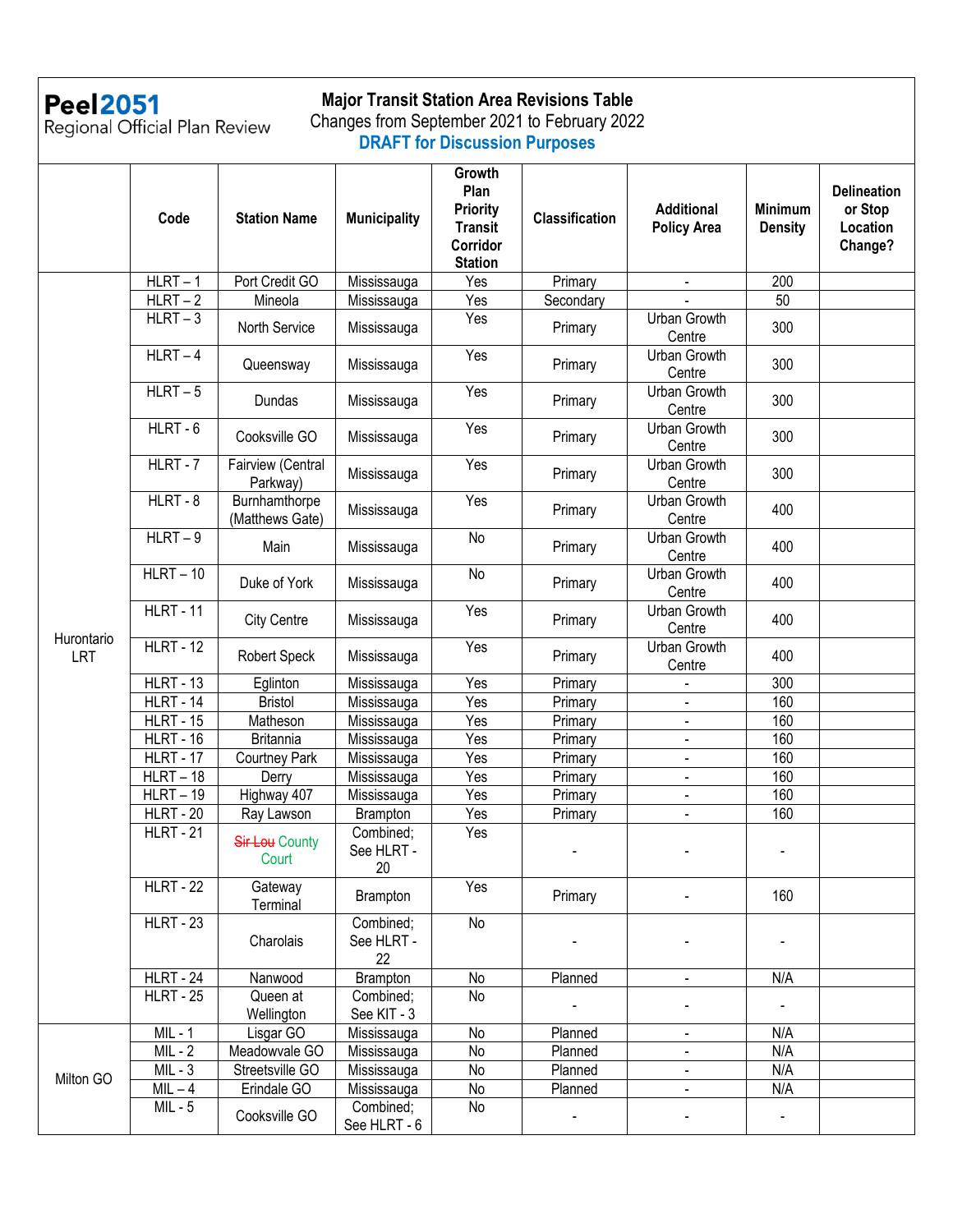**Peel2051**
Regional Official Plan Review

# Major Transit Station Area Revisions Table

Changes from September 2021 to February 2022

**DRAFT for Discussion Purposes**

| | Code | Station Name | Municipality | Growth Plan Priority Transit Corridor Station | Classification | Additional Policy Area | Minimum Density | Delineation or Stop Location Change? |
|---|---|---|---|---|---|---|---|---|
| Hurontario LRT | HLRT – 1 | Port Credit GO | Mississauga | Yes | Primary | - | 200 | |
| | HLRT – 2 | Mineola | Mississauga | Yes | Secondary | - | 50 | |
| | HLRT – 3 | North Service | Mississauga | Yes | Primary | Urban Growth Centre | 300 | |
| | HLRT – 4 | Queensway | Mississauga | Yes | Primary | Urban Growth Centre | 300 | |
| | HLRT – 5 | Dundas | Mississauga | Yes | Primary | Urban Growth Centre | 300 | |
| | HLRT - 6 | Cooksville GO | Mississauga | Yes | Primary | Urban Growth Centre | 300 | |
| | HLRT - 7 | Fairview (Central Parkway) | Mississauga | Yes | Primary | Urban Growth Centre | 300 | |
| | HLRT - 8 | Burnhamthorpe (Matthews Gate) | Mississauga | Yes | Primary | Urban Growth Centre | 400 | |
| | HLRT – 9 | Main | Mississauga | No | Primary | Urban Growth Centre | 400 | |
| | HLRT – 10 | Duke of York | Mississauga | No | Primary | Urban Growth Centre | 400 | |
| | HLRT - 11 | City Centre | Mississauga | Yes | Primary | Urban Growth Centre | 400 | |
| | HLRT - 12 | Robert Speck | Mississauga | Yes | Primary | Urban Growth Centre | 400 | |
| | HLRT - 13 | Eglinton | Mississauga | Yes | Primary | - | 300 | |
| | HLRT - 14 | Bristol | Mississauga | Yes | Primary | - | 160 | |
| | HLRT - 15 | Matheson | Mississauga | Yes | Primary | - | 160 | |
| | HLRT - 16 | Britannia | Mississauga | Yes | Primary | - | 160 | |
| | HLRT - 17 | Courtney Park | Mississauga | Yes | Primary | - | 160 | |
| | HLRT – 18 | Derry | Mississauga | Yes | Primary | - | 160 | |
| | HLRT – 19 | Highway 407 | Mississauga | Yes | Primary | - | 160 | |
| | HLRT - 20 | Ray Lawson | Brampton | Yes | Primary | - | 160 | |
| | HLRT - 21 | ~~Sir Lou~~ County Court | Combined; See HLRT - 20 | Yes | - | - | - | |
| | HLRT - 22 | Gateway Terminal | Brampton | Yes | Primary | - | 160 | |
| | HLRT - 23 | Charolais | Combined; See HLRT - 22 | No | - | - | - | |
| | HLRT - 24 | Nanwood | Brampton | No | Planned | - | N/A | |
| | HLRT - 25 | Queen at Wellington | Combined; See KIT - 3 | No | - | - | - | |
| Milton GO | MIL - 1 | Lisgar GO | Mississauga | No | Planned | - | N/A | |
| | MIL - 2 | Meadowvale GO | Mississauga | No | Planned | - | N/A | |
| | MIL - 3 | Streetsville GO | Mississauga | No | Planned | - | N/A | |
| | MIL – 4 | Erindale GO | Mississauga | No | Planned | - | N/A | |
| | MIL - 5 | Cooksville GO | Combined; See HLRT - 6 | No | - | - | - | |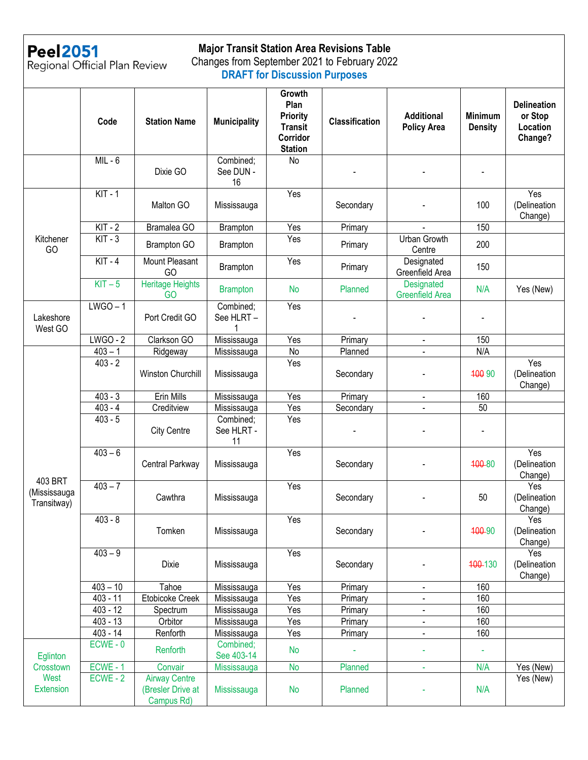**Peel2051**
Regional Official Plan Review

# Major Transit Station Area Revisions Table

Changes from September 2021 to February 2022

**DRAFT for Discussion Purposes**

| | Code | Station Name | Municipality | Growth Plan Priority Transit Corridor Station | Classification | Additional Policy Area | Minimum Density | Delineation or Stop Location Change? |
|---|---|---|---|---|---|---|---|---|
| | MIL - 6 | Dixie GO | Combined; See DUN - 16 | No | - | - | - | |
| Kitchener GO | KIT - 1 | Malton GO | Mississauga | Yes | Secondary | - | 100 | Yes (Delineation Change) |
| | KIT - 2 | Bramalea GO | Brampton | Yes | Primary | - | 150 | |
| | KIT - 3 | Brampton GO | Brampton | Yes | Primary | Urban Growth Centre | 200 | |
| | KIT - 4 | Mount Pleasant GO | Brampton | Yes | Primary | Designated Greenfield Area | 150 | |
| | KIT – 5 | Heritage Heights GO | Brampton | No | Planned | Designated Greenfield Area | N/A | Yes (New) |
| Lakeshore West GO | LWGO – 1 | Port Credit GO | Combined; See HLRT – 1 | Yes | - | - | - | |
| | LWGO - 2 | Clarkson GO | Mississauga | Yes | Primary | - | 150 | |
| 403 BRT (Mississauga Transitway) | 403 – 1 | Ridgeway | Mississauga | No | Planned | - | N/A | |
| | 403 - 2 | Winston Churchill | Mississauga | Yes | Secondary | - | ~~100~~ 90 | Yes (Delineation Change) |
| | 403 - 3 | Erin Mills | Mississauga | Yes | Primary | - | 160 | |
| | 403 - 4 | Creditview | Mississauga | Yes | Secondary | - | 50 | |
| | 403 - 5 | City Centre | Combined; See HLRT - 11 | Yes | - | - | - | |
| | 403 – 6 | Central Parkway | Mississauga | Yes | Secondary | - | ~~100~~ 80 | Yes (Delineation Change) |
| | 403 – 7 | Cawthra | Mississauga | Yes | Secondary | - | 50 | Yes (Delineation Change) |
| | 403 - 8 | Tomken | Mississauga | Yes | Secondary | - | ~~100~~ 90 | Yes (Delineation Change) |
| | 403 – 9 | Dixie | Mississauga | Yes | Secondary | - | ~~100~~ 130 | Yes (Delineation Change) |
| | 403 – 10 | Tahoe | Mississauga | Yes | Primary | - | 160 | |
| | 403 - 11 | Etobicoke Creek | Mississauga | Yes | Primary | - | 160 | |
| | 403 - 12 | Spectrum | Mississauga | Yes | Primary | - | 160 | |
| | 403 - 13 | Orbitor | Mississauga | Yes | Primary | - | 160 | |
| | 403 - 14 | Renforth | Mississauga | Yes | Primary | - | 160 | |
| Eglinton Crosstown West Extension | ECWE - 0 | Renforth | Combined; See 403-14 | No | - | - | - | |
| | ECWE - 1 | Convair | Mississauga | No | Planned | - | N/A | Yes (New) |
| | ECWE - 2 | Airway Centre (Bresler Drive at Campus Rd) | Mississauga | No | Planned | - | N/A | Yes (New) |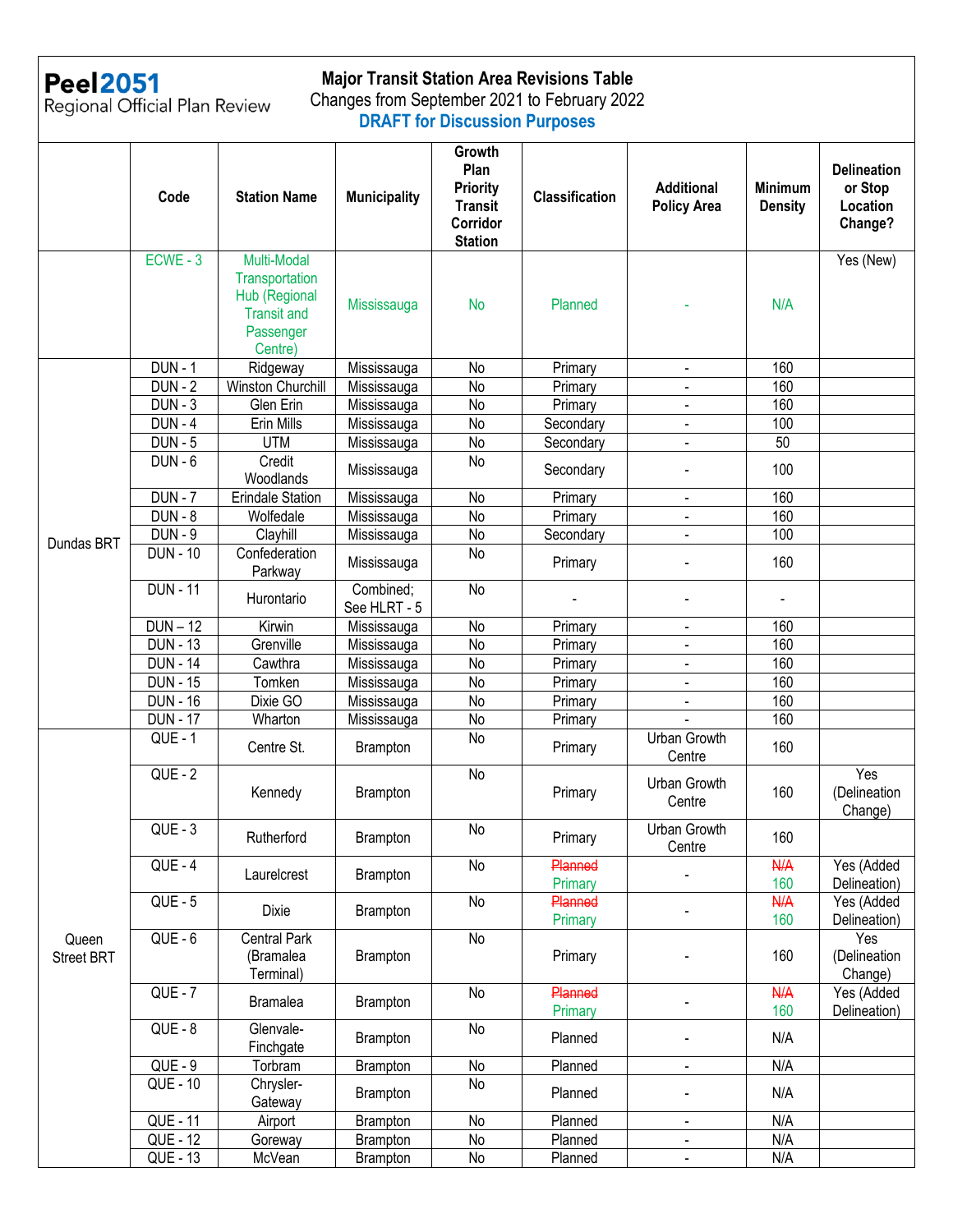**Peel2051**
Regional Official Plan Review

**Major Transit Station Area Revisions Table**
Changes from September 2021 to February 2022
**DRAFT for Discussion Purposes**

| | Code | Station Name | Municipality | Growth Plan Priority Transit Corridor Station | Classification | Additional Policy Area | Minimum Density | Delineation or Stop Location Change? |
|---|---|---|---|---|---|---|---|---|
| | ECWE - 3 | Multi-Modal Transportation Hub (Regional Transit and Passenger Centre) | Mississauga | No | Planned | - | N/A | Yes (New) |
| Dundas BRT | DUN - 1 | Ridgeway | Mississauga | No | Primary | - | 160 | |
| | DUN - 2 | Winston Churchill | Mississauga | No | Primary | - | 160 | |
| | DUN - 3 | Glen Erin | Mississauga | No | Primary | - | 160 | |
| | DUN - 4 | Erin Mills | Mississauga | No | Secondary | - | 100 | |
| | DUN - 5 | UTM | Mississauga | No | Secondary | - | 50 | |
| | DUN - 6 | Credit Woodlands | Mississauga | No | Secondary | - | 100 | |
| | DUN - 7 | Erindale Station | Mississauga | No | Primary | - | 160 | |
| | DUN - 8 | Wolfedale | Mississauga | No | Primary | - | 160 | |
| | DUN - 9 | Clayhill | Mississauga | No | Secondary | - | 100 | |
| | DUN - 10 | Confederation Parkway | Mississauga | No | Primary | - | 160 | |
| | DUN - 11 | Hurontario | Combined; See HLRT - 5 | No | - | - | - | |
| | DUN – 12 | Kirwin | Mississauga | No | Primary | - | 160 | |
| | DUN - 13 | Grenville | Mississauga | No | Primary | - | 160 | |
| | DUN - 14 | Cawthra | Mississauga | No | Primary | - | 160 | |
| | DUN - 15 | Tomken | Mississauga | No | Primary | - | 160 | |
| | DUN - 16 | Dixie GO | Mississauga | No | Primary | - | 160 | |
| | DUN - 17 | Wharton | Mississauga | No | Primary | - | 160 | |
| Queen Street BRT | QUE - 1 | Centre St. | Brampton | No | Primary | Urban Growth Centre | 160 | |
| | QUE - 2 | Kennedy | Brampton | No | Primary | Urban Growth Centre | 160 | Yes (Delineation Change) |
| | QUE - 3 | Rutherford | Brampton | No | Primary | Urban Growth Centre | 160 | |
| | QUE - 4 | Laurelcrest | Brampton | No | ~~Planned~~ Primary | - | ~~N/A~~ 160 | Yes (Added Delineation) |
| | QUE - 5 | Dixie | Brampton | No | ~~Planned~~ Primary | - | ~~N/A~~ 160 | Yes (Added Delineation) |
| | QUE - 6 | Central Park (Bramalea Terminal) | Brampton | No | Primary | - | 160 | Yes (Delineation Change) |
| | QUE - 7 | Bramalea | Brampton | No | ~~Planned~~ Primary | - | ~~N/A~~ 160 | Yes (Added Delineation) |
| | QUE - 8 | Glenvale-Finchgate | Brampton | No | Planned | - | N/A | |
| | QUE - 9 | Torbram | Brampton | No | Planned | - | N/A | |
| | QUE - 10 | Chrysler-Gateway | Brampton | No | Planned | - | N/A | |
| | QUE - 11 | Airport | Brampton | No | Planned | - | N/A | |
| | QUE - 12 | Goreway | Brampton | No | Planned | - | N/A | |
| | QUE - 13 | McVean | Brampton | No | Planned | - | N/A | |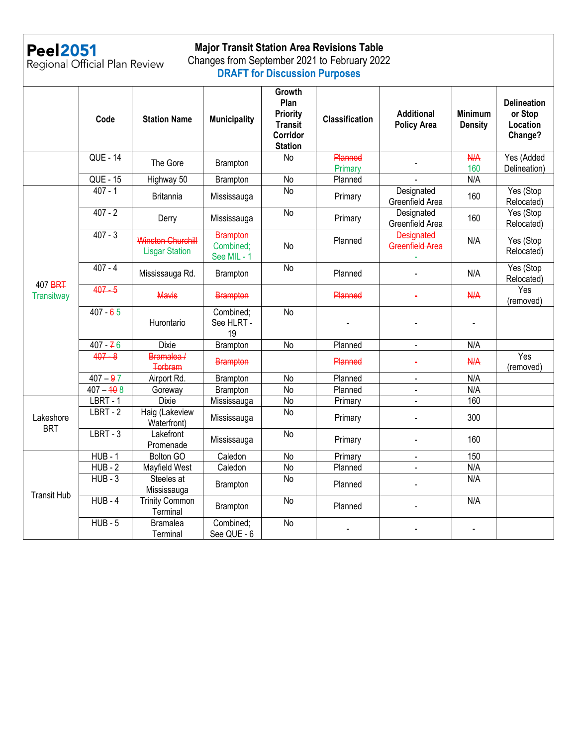**Peel2051**
Regional Official Plan Review

## Major Transit Station Area Revisions Table

Changes from September 2021 to February 2022

**DRAFT for Discussion Purposes**

| | Code | Station Name | Municipality | Growth Plan Priority Transit Corridor Station | Classification | Additional Policy Area | Minimum Density | Delineation or Stop Location Change? |
|---|---|---|---|---|---|---|---|---|
| | QUE - 14 | The Gore | Brampton | No | ~~Planned~~ Primary | - | ~~N/A~~ 160 | Yes (Added Delineation) |
| | QUE - 15 | Highway 50 | Brampton | No | Planned | - | N/A | |
| 407 ~~BRT~~ Transitway | 407 - 1 | Britannia | Mississauga | No | Primary | Designated Greenfield Area | 160 | Yes (Stop Relocated) |
| | 407 - 2 | Derry | Mississauga | No | Primary | Designated Greenfield Area | 160 | Yes (Stop Relocated) |
| | 407 - 3 | ~~Winston Churchill~~ Lisgar Station | ~~Brampton~~ Combined; See MIL - 1 | No | Planned | ~~Designated Greenfield Area~~ - | N/A | Yes (Stop Relocated) |
| | 407 - 4 | Mississauga Rd. | Brampton | No | Planned | - | N/A | Yes (Stop Relocated) |
| | ~~407 - 5~~ | ~~Mavis~~ | ~~Brampton~~ | | ~~Planned~~ | ~~-~~ | ~~N/A~~ | Yes (removed) |
| | 407 - ~~6~~ 5 | Hurontario | Combined; See HLRT - 19 | No | - | - | - | |
| | 407 - ~~7~~ 6 | Dixie | Brampton | No | Planned | - | N/A | |
| | ~~407 - 8~~ | ~~Bramalea / Torbram~~ | ~~Brampton~~ | | ~~Planned~~ | ~~-~~ | ~~N/A~~ | Yes (removed) |
| | 407 – ~~9~~ 7 | Airport Rd. | Brampton | No | Planned | - | N/A | |
| | 407 – ~~10~~ 8 | Goreway | Brampton | No | Planned | - | N/A | |
| Lakeshore BRT | LBRT - 1 | Dixie | Mississauga | No | Primary | - | 160 | |
| | LBRT - 2 | Haig (Lakeview Waterfront) | Mississauga | No | Primary | - | 300 | |
| | LBRT - 3 | Lakefront Promenade | Mississauga | No | Primary | - | 160 | |
| Transit Hub | HUB - 1 | Bolton GO | Caledon | No | Primary | - | 150 | |
| | HUB - 2 | Mayfield West | Caledon | No | Planned | - | N/A | |
| | HUB - 3 | Steeles at Mississauga | Brampton | No | Planned | - | N/A | |
| | HUB - 4 | Trinity Common Terminal | Brampton | No | Planned | - | N/A | |
| | HUB - 5 | Bramalea Terminal | Combined; See QUE - 6 | No | - | - | - | |